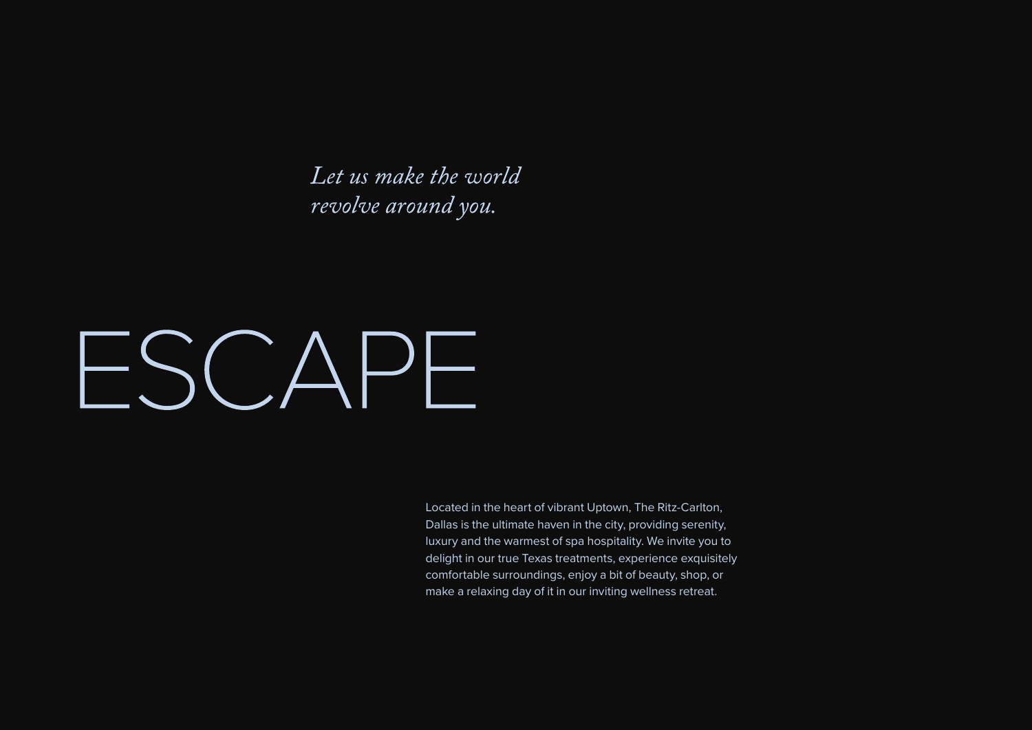*Let us make the world revolve around you.*

# ESCAPE

Located in the heart of vibrant Uptown, The Ritz-Carlton, Dallas is the ultimate haven in the city, providing serenity, luxury and the warmest of spa hospitality. We invite you to delight in our true Texas treatments, experience exquisitely comfortable surroundings, enjoy a bit of beauty, shop, or make a relaxing day of it in our inviting wellness retreat.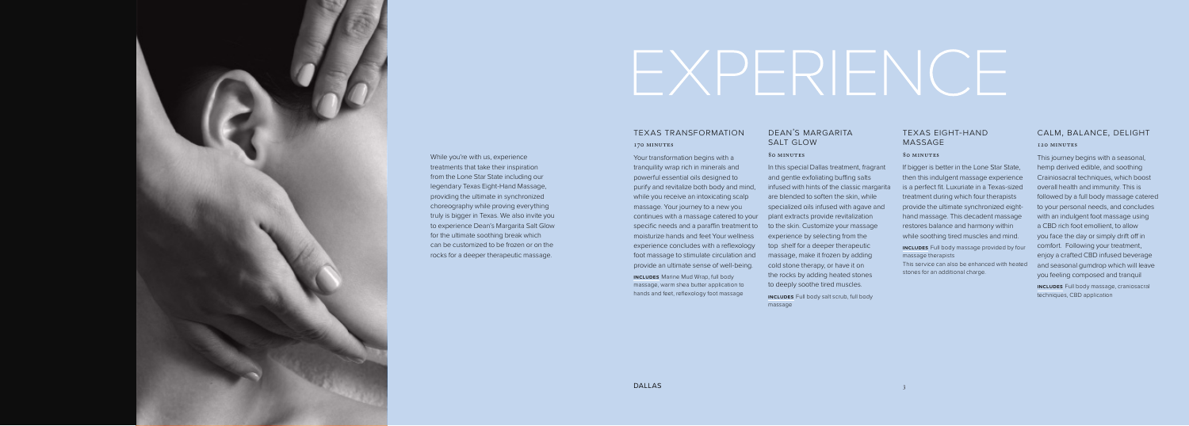# EXPERIENCE

While you're with us, experience treatments that take their inspiration from the Lone Star State including our legendary Texas Eight-Hand Massage, providing the ultimate in synchronized choreography while proving everything truly is bigger in Texas. We also invite you to experience Dean's Margarita Salt Glow for the ultimate soothing break which can be customized to be frozen or on the rocks for a deeper therapeutic massage.

## TEXAS TRANSFORMATION

170 MINUTES

Your transformation begins with a tranquility wrap rich in minerals and powerful essential oils designed to purify and revitalize both body and mind, while you receive an intoxicating scalp massage. Your journey to a new you continues with a massage catered to your specific needs and a paraffin treatment to moisturize hands and feet Your wellness experience concludes with a reflexology foot massage to stimulate circulation and provide an ultimate sense of well-being.

**INCLUDES** Marine Mud Wrap, full body massage, warm shea butter application to hands and feet, reflexology foot massage

## DEAN'S MARGARITA SALT GLOW

80 MINUTES

In this special Dallas treatment, fragrant and gentle exfoliating buffing salts infused with hints of the classic margarita are blended to soften the skin, while specialized oils infused with agave and plant extracts provide revitalization to the skin. Customize your massage experience by selecting from the top shelf for a deeper therapeutic massage, make it frozen by adding cold stone therapy, or have it on the rocks by adding heated stones to deeply soothe tired muscles.

**INCLUDES** Full body salt scrub, full body massage

## TEXAS EIGHT-HAND MASSAGE

80 MINUTES

If bigger is better in the Lone Star State, then this indulgent massage experience is a perfect fit. Luxuriate in a Texas-sized treatment during which four therapists provide the ultimate synchronized eight-hand massage. This decadent massage restores balance and harmony within while soothing tired muscles and mind.

**INCLUDES** Full body massage provided by four massage therapists

This service can also be enhanced with heated stones for an additional charge.

## CALM, BALANCE, DELIGHT

120 MINUTES

This journey begins with a seasonal, hemp derived edible, and soothing Crainiosacral techniques, which boost overall health and immunity. This is followed by a full body massage catered to your personal needs, and concludes with an indulgent foot massage using a CBD rich foot emollient, to allow you face the day or simply drift off in comfort. Following your treatment, enjoy a crafted CBD infused beverage and seasonal gumdrop which will leave you feeling composed and tranquil

**INCLUDES** Full body massage, craniosacral techniques, CBD application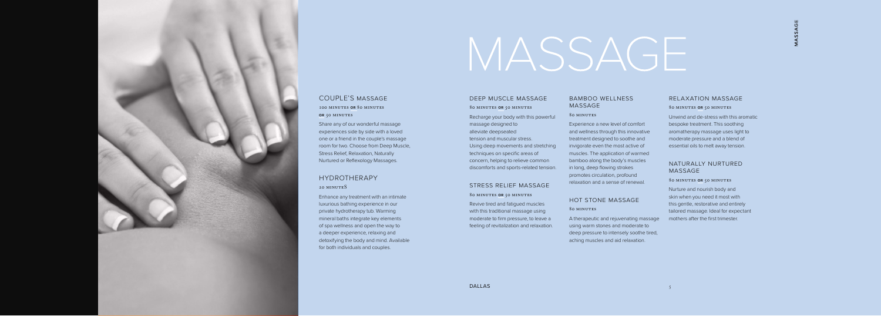# MASSAGE

## COUPLE'S MASSAGE

100 MINUTES **OR** 80 MINUTES **OR** 50 MINUTES

Share any of our wonderful massage experiences side by side with a loved one or a friend in the couple's massage room for two. Choose from Deep Muscle, Stress Relief, Relaxation, Naturally Nurtured or Reflexology Massages.

## HYDROTHERAPY

20 MINUTES

Enhance any treatment with an intimate luxurious bathing experience in our private hydrotherapy tub. Warming mineral baths integrate key elements of spa wellness and open the way to a deeper experience, relaxing and detoxifying the body and mind. Available for both individuals and couples.

## DEEP MUSCLE MASSAGE

80 MINUTES **OR** 50 MINUTES

Recharge your body with this powerful massage designed to alleviate deepseated tension and muscular stress. Using deep movements and stretching techniques on specific areas of concern, helping to relieve common discomforts and sports-related tension.

## STRESS RELIEF MASSAGE

80 MINUTES **OR** 50 MINUTES

Revive tired and fatigued muscles with this traditional massage using moderate to firm pressure, to leave a feeling of revitalization and relaxation.

## BAMBOO WELLNESS MASSAGE

80 MINUTES

Experience a new level of comfort and wellness through this innovative treatment designed to soothe and invigorate even the most active of muscles. The application of warmed bamboo along the body's muscles in long, deep flowing strokes promotes circulation, profound relaxation and a sense of renewal.

## HOT STONE MASSAGE

80 MINUTES

A therapeutic and rejuvenating massage using warm stones and moderate to deep pressure to intensely soothe tired, aching muscles and aid relaxation.

## RELAXATION MASSAGE

80 MINUTES **OR** 50 MINUTES

Unwind and de-stress with this aromatic bespoke treatment. This soothing aromatherapy massage uses light to moderate pressure and a blend of essential oils to melt away tension.

## NATURALLY NURTURED MASSAGE

80 MINUTES **OR** 50 MINUTES

Nurture and nourish body and skin when you need it most with this gentle, restorative and entirely tailored massage. Ideal for expectant mothers after the first trimester.

DALLAS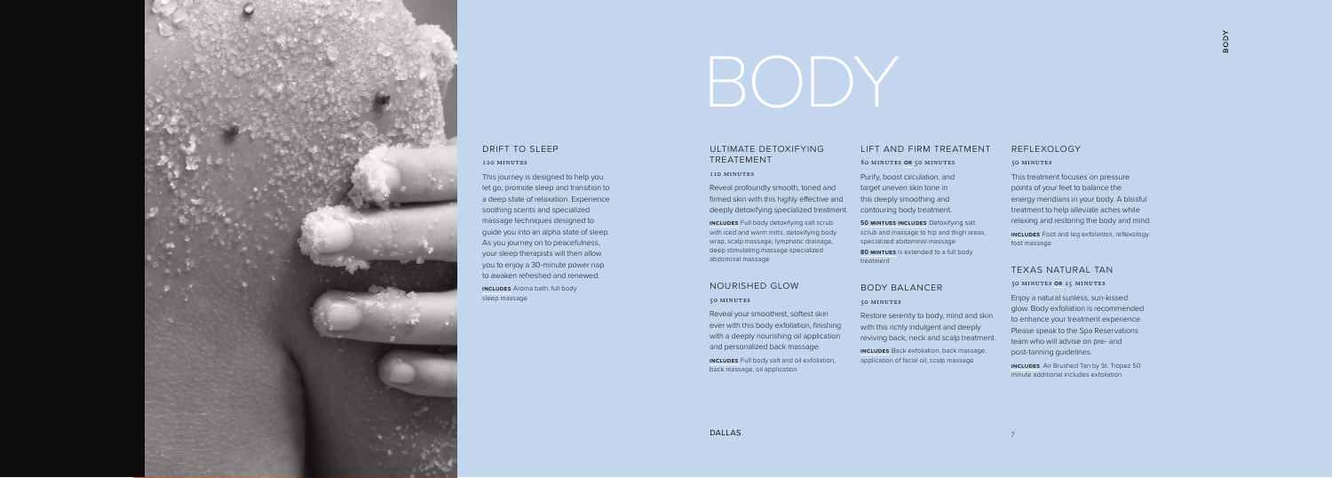# BODY

## DRIFT TO SLEEP

120 MINUTES

This journey is designed to help you let go, promote sleep and transition to a deep state of relaxation. Experience soothing scents and specialized massage techniques designed to guide you into an alpha state of sleep. As you journey on to peacefulness, your sleep therapists will then allow you to enjoy a 30-minute power nap to awaken refreshed and renewed.

**INCLUDES** Aroma bath, full body sleep massage

## ULTIMATE DETOXIFYING TREATEMENT

110 MINUTES

Reveal profoundly smooth, toned and firmed skin with this highly effective and deeply detoxifying specialized treatment.

**INCLUDES** Full body detoxifying salt scrub with iced and warm mitts, detoxifying body wrap, scalp massage, lymphatic drainage, deep stimulating massage specialized abdominal massage

## NOURISHED GLOW

50 MINUTES

Reveal your smoothest, softest skin ever with this body exfoliation, finishing with a deeply nourishing oil application and personalized back massage.

**INCLUDES** Full body salt and oil exfoliation, back massage, oil application

## LIFT AND FIRM TREATMENT

80 MINUTES OR 50 MINUTES

Purify, boost circulation, and target uneven skin tone in this deeply smoothing and contouring body treatment.

**50 MINTUES INCLUDES** Detoxifying salt scrub and massage to hip and thigh areas, specialized abdominal massage

**80 MINTUES** is extended to a full body treatment

## BODY BALANCER

50 MINUTES

Restore serenity to body, mind and skin with this richly indulgent and deeply reviving back, neck and scalp treatment.

**INCLUDES** Back exfoliation, back massage, application of facial oil, scalp massage

## REFLEXOLOGY

50 MINUTES

This treatment focuses on pressure points of your feet to balance the energy meridians in your body. A blissful treatment to help alleviate aches while relaxing and restoring the body and mind.

**INCLUDES** Foot and leg exfoliation, reflexology foot massage

## TEXAS NATURAL TAN

50 MINUTES OR 25 MINUTES

Enjoy a natural sunless, sun-kissed glow. Body exfoliation is recommended to enhance your treatment experience. Please speak to the Spa Reservations team who will advise on pre- and post-tanning guidelines.

**INCLUDES** Air Brushed Tan by St. Tropez 50 minute additional includes exfoliation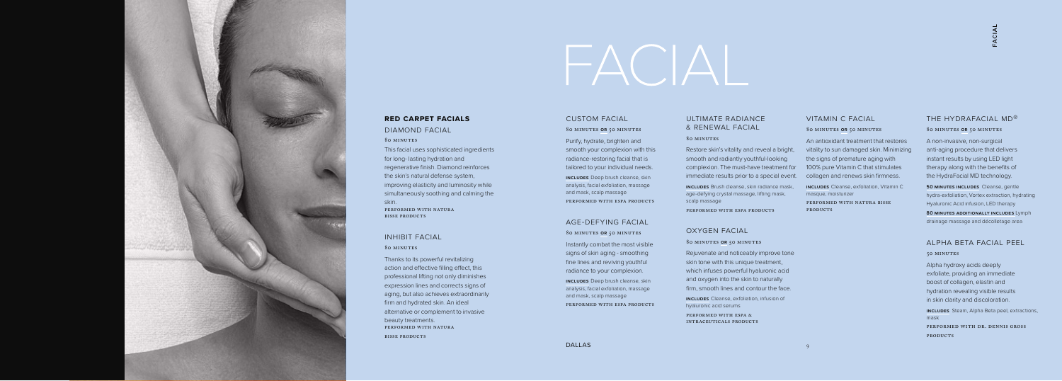# FACIAL

## RED CARPET FACIALS

### DIAMOND FACIAL

80 MINUTES

This facial uses sophisticated ingredients for long- lasting hydration and regenerative finish. Diamond reinforces the skin's natural defense system, improving elasticity and luminosity while simultaneously soothing and calming the skin.

PERFORMED WITH NATURA BISSE PRODUCTS

### INHIBIT FACIAL

80 MINUTES

Thanks to its powerful revitalizing action and effective filling effect, this professional lifting not only diminishes expression lines and corrects signs of aging, but also achieves extraordinarily firm and hydrated skin. An ideal alternative or complement to invasive beauty treatments.

PERFORMED WITH NATURA BISSE PRODUCTS

### CUSTOM FACIAL

80 MINUTES **OR** 50 MINUTES

Purify, hydrate, brighten and smooth your complexion with this radiance-restoring facial that is tailored to your individual needs.

**INCLUDES** Deep brush cleanse, skin analysis, facial exfoliation, massage and mask, scalp massage

PERFORMED WITH ESPA PRODUCTS

### AGE-DEFYING FACIAL

80 MINUTES **OR** 50 MINUTES

Instantly combat the most visible signs of skin aging - smoothing fine lines and reviving youthful radiance to your complexion.

**INCLUDES** Deep brush cleanse, skin analysis, facial exfoliation, massage and mask, scalp massage

PERFORMED WITH ESPA PRODUCTS

### ULTIMATE RADIANCE & RENEWAL FACIAL

80 MINUTES

Restore skin's vitality and reveal a bright, smooth and radiantly youthful-looking complexion. The must-have treatment for immediate results prior to a special event.

**INCLUDES** Brush cleanse, skin radiance mask, age-defying crystal massage, lifting mask, scalp massage

PERFORMED WITH ESPA PRODUCTS

### OXYGEN FACIAL

80 MINUTES **OR** 50 MINUTES

Rejuvenate and noticeably improve tone skin tone with this unique treatment, which infuses powerful hyaluronic acid and oxygen into the skin to naturally firm, smooth lines and contour the face.

**INCLUDES** Cleanse, exfoliation, infusion of hyaluronic acid serums

PERFORMED WITH ESPA & INTRACEUTICALS PRODUCTS

### VITAMIN C FACIAL

80 MINUTES **OR** 50 MINUTES

An antioxidant treatment that restores vitality to sun damaged skin. Minimizing the signs of premature aging with 100% pure Vitamin C that stimulates collagen and renews skin firmness.

**INCLUDES** Cleanse, exfoliation, Vitamin C masque, moisturizer

PERFORMED WITH NATURA BISSE PRODUCTS

### THE HYDRAFACIAL MD®

80 MINUTES **OR** 50 MINUTES

A non-invasive, non-surgical anti-aging procedure that delivers instant results by using LED light therapy along with the benefits of the HydraFacial MD technology.

**50 MINUTES INCLUDES** Cleanse, gentle hydra-exfoliation, Vortex extraction, hydrating Hyaluronic Acid infusion, LED therapy

**80 MINUTES ADDITIONALLY INCLUDES** Lymph drainage massage and décolletage area

### ALPHA BETA FACIAL PEEL

50 MINUTES

Alpha hydroxy acids deeply exfoliate, providing an immediate boost of collagen, elastin and hydration revealing visible results in skin clarity and discoloration.

**INCLUDES** Steam, Alpha Beta peel, extractions, mask

PERFORMED WITH DR. DENNIS GROSS PRODUCTS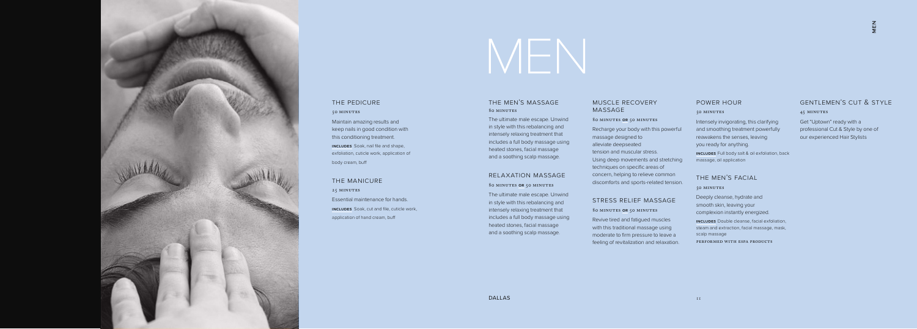# MEN

## THE PEDICURE

50 MINUTES

Maintain amazing results and keep nails in good condition with this conditioning treatment.

**INCLUDES** Soak, nail file and shape, exfoliation, cuticle work, application of body cream, buff

## THE MANICURE

25 MINUTES

Essential maintenance for hands.

**INCLUDES** Soak, cut and file, cuticle work, application of hand cream, buff

## THE MEN'S MASSAGE

80 MINUTES

The ultimate male escape. Unwind in style with this rebalancing and intensely relaxing treatment that includes a full body massage using heated stones, facial massage and a soothing scalp massage.

## RELAXATION MASSAGE

80 MINUTES OR 50 MINUTES

The ultimate male escape. Unwind in style with this rebalancing and intensely relaxing treatment that includes a full body massage using heated stones, facial massage and a soothing scalp massage.

## MUSCLE RECOVERY MASSAGE

80 MINUTES OR 50 MINUTES

Recharge your body with this powerful massage designed to alleviate deepseated tension and muscular stress. Using deep movements and stretching techniques on specific areas of concern, helping to relieve common discomforts and sports-related tension.

## STRESS RELIEF MASSAGE

80 MINUTES OR 50 MINUTES

Revive tired and fatigued muscles with this traditional massage using moderate to firm pressure to leave a feeling of revitalization and relaxation.

## POWER HOUR

50 MINUTES

Intensely invigorating, this clarifying and smoothing treatment powerfully reawakens the senses, leaving you ready for anything.

**INCLUDES** Full body salt & oil exfoliation, back massage, oil application

## THE MEN'S FACIAL

50 MINUTES

Deeply cleanse, hydrate and smooth skin, leaving your complexion instantly energized.

**INCLUDES** Double cleanse, facial exfoliation, steam and extraction, facial massage, mask, scalp massage

PERFORMED WITH ESPA PRODUCTS

## GENTLEMEN'S CUT & STYLE

45 MINUTES

Get "Uptown" ready with a professional Cut & Style by one of our experienced Hair Stylists

DALLAS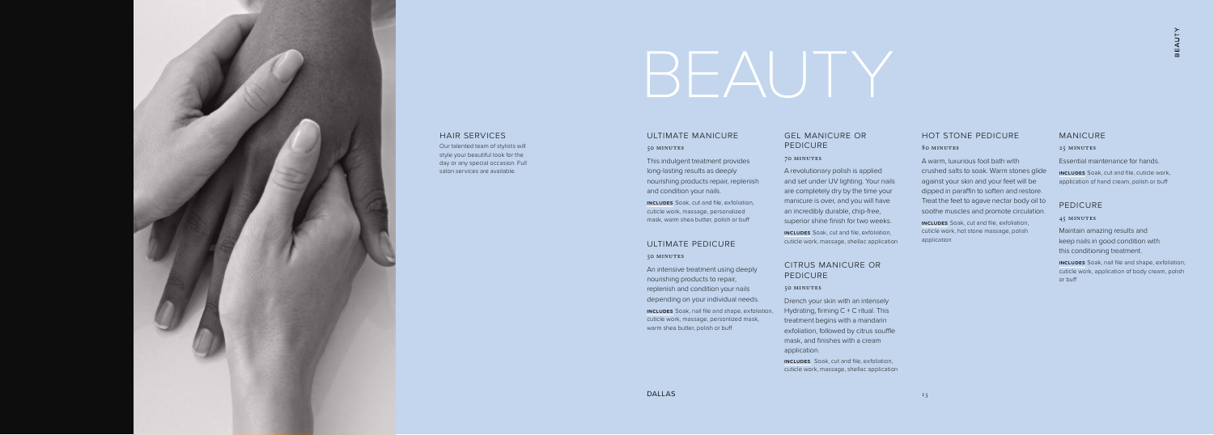# BEAUTY

## HAIR SERVICES

Our talented team of stylists will style your beautiful look for the day or any special occasion. Full salon services are available.

## ULTIMATE MANICURE

50 MINUTES

This indulgent treatment provides long-lasting results as deeply nourishing products repair, replenish and condition your nails.

**INCLUDES** Soak, cut and file, exfoliation, cuticle work, massage, personalized mask, warm shea butter, polish or buff

## ULTIMATE PEDICURE

50 MINUTES

An intensive treatment using deeply nourishing products to repair, replenish and condition your nails depending on your individual needs.

**INCLUDES** Soak, nail file and shape, exfoliation, cuticle work, massage, personlized mask, warm shea butter, polish or buff

## GEL MANICURE OR PEDICURE

70 MINUTES

A revolutionary polish is applied and set under UV lighting. Your nails are completely dry by the time your manicure is over, and you will have an incredibly durable, chip-free, superior shine finish for two weeks.

**INCLUDES** Soak, cut and file, exfoliation, cuticle work, massage, shellac application

## CITRUS MANICURE OR PEDICURE

50 MINUTES

Drench your skin with an intensely Hydrating, firming C + C ritual. This treatment begins with a mandarin exfoliation, followed by citrus souffle mask, and finishes with a cream application.

**INCLUDES** Soak, cut and file, exfoliation, cuticle work, massage, shellac application

## HOT STONE PEDICURE

80 MINUTES

A warm, luxurious foot bath with crushed salts to soak. Warm stones glide against your skin and your feet will be dipped in paraffin to soften and restore. Treat the feet to agave nectar body oil to soothe muscles and promote circulation.

**INCLUDES** Soak, cut and file, exfoliation, cuticle work, hot stone massage, polish application

## MANICURE

25 MINUTES

Essential maintenance for hands.

**INCLUDES** Soak, cut and file, cuticle work, application of hand cream, polish or buff

## PEDICURE

45 MINUTES

Maintain amazing results and keep nails in good condition with this conditioning treatment.

**INCLUDES** Soak, nail file and shape, exfoliation, cuticle work, application of body cream, polish or buff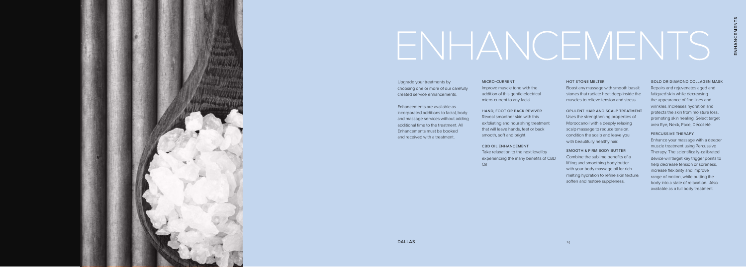# ENHANCEMENTS

Upgrade your treatments by choosing one or more of our carefully created service enhancements.

Enhancements are available as incorporated additions to facial, body and massage services without adding additional time to the treatment. All Enhancements must be booked and received with a treatment.

### MICRO-CURRENT

Improve muscle tone with the addition of this gentle electrical micro-current to any facial.

### HAND, FOOT OR BACK REVIVER

Reveal smoother skin with this exfoliating and nourishing treatment that will leave hands, feet or back smooth, soft and bright.

### CBD OIL ENHANCEMENT

Take relaxation to the next level by experiencing the many benefits of CBD Oil

### HOT STONE MELTER

Boost any massage with smooth basalt stones that radiate heat deep inside the muscles to relieve tension and stress.

### OPULENT HAIR AND SCALP TREATMENT

Uses the strengthening properties of Moroccanoil with a deeply relaxing scalp massage to reduce tension, condition the scalp and leave you with beautifully healthy hair.

### SMOOTH & FIRM BODY BUTTER

Combine the sublime benefits of a lifting and smoothing body butter with your body massage oil for rich melting hydration to refine skin texture, soften and restore suppleness.

### GOLD OR DIAMOND COLLAGEN MASK

Repairs and rejuvenates aged and fatigued skin while decreasing the appearance of fine lines and wrinkles. Increases hydration and protects the skin from moisture loss, promoting skin healing. Select target area Eye, Neck, Face, Décolleté.

### PERCUSSIVE THERAPY

Enhance your massage with a deeper muscle treatment using Percussive Therapy. The scientifically-calibrated device will target key trigger points to help decrease tension or soreness, increase flexibility and improve range of motion, while putting the body into a state of relaxation. Also available as a full body treatment.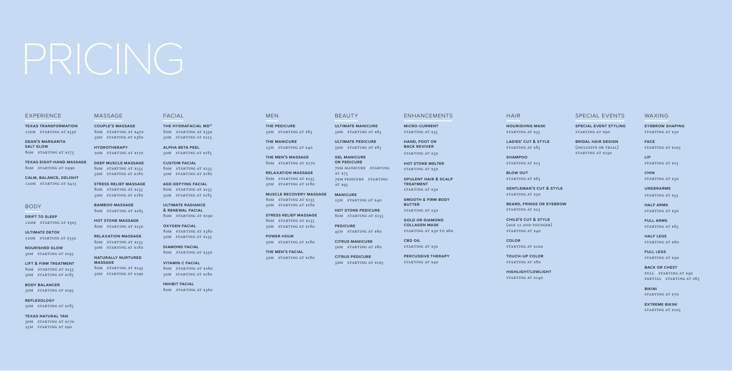# PRICING

## EXPERIENCE

**TEXAS TRANSFORMATION**
170M | STARTING AT $550

**DEAN'S MARGARITA SALT GLOW**
80M | STARTING AT $275

**TEXAS EIGHT-HAND MASSAGE**
80M | STARTING AT $990

**CALM, BALANCE, DELIGHT**
120M | STARTING AT $415

## BODY

**DRIFT TO SLEEP**
120M | STARTING AT $305

**ULTIMATE DETOX**
110M | STARTING AT $350

**NOURISHED GLOW**
50M | STARTING AT $195

**LIFT & FIRM TREATMENT**
80M | STARTING AT $235
50M | STARTING AT $185

**BODY BALANCER**
50M | STARTING AT $195

**REFLEXOLOGY**
50M | STARTING AT $185

**TEXAS NATURAL TAN**
50M | STARTING AT $170
25M | STARTING AT $90

## MASSAGE

**COUPLE'S MASSAGE**
80M | STARTING AT $470
50M | STARTING AT $360

**HYDROTHERAPY**
20M | STARTING AT $170

**DEEP MUSCLE MASSAGE**
80M | STARTING AT $235
50M | STARTING AT $180

**STRESS RELIEF MASSAGE**
80M | STARTING AT $235
50M | STARTING AT $180

**BAMBOO MASSAGE**
80M | STARTING AT $265

**HOT STONE MASSAGE**
80M | STARTING AT $250

**RELAXATION MASSAGE**
80M | STARTING AT $235
50M | STARTING AT $180

**NATURALLY NURTURED MASSAGE**
80M | STARTING AT $245
50M | STARTING AT $190

## FACIAL

**THE HYDRAFACIAL MD®**
80M | STARTING AT $350
50M | STARTING AT $225

**ALPHA BETA PEEL**
50M | STARTING AT $185

**CUSTOM FACIAL**
80M | STARTING AT $235
50M | STARTING AT $180

**AGE-DEFYING FACIAL**
80M | STARTING AT $255
50M | STARTING AT $185

**ULTIMATE RADIANCE & RENEWAL FACIAL**
80M | STARTING AT $290

**OXYGEN FACIAL**
80M | STARTING AT $380
50M | STARTING AT $235

**DIAMOND FACIAL**
80M | STARTING AT $350

**VITAMIN C FACIAL**
80M | STARTING AT $260
50M | STARTING AT $180

**INHIBIT FACIAL**
80M | STARTING AT $360

## MEN

**THE PEDICURE**
50M | STARTING AT $85

**THE MANICURE**
25M | STARTING AT $40

**THE MEN'S MASSAGE**
80M | STARTING AT $270

**RELAXATION MASSAGE**
80M | STARTING AT $235
50M | STARTING AT $180

**MUSCLE RECOVERY MASSAGE**
80M | STARTING AT $235
50M | STARTING AT $180

**STRESS RELIEF MASSAGE**
80M | STARTING AT $235
50M | STARTING AT $180

**POWER HOUR**
50M | STARTING AT $180

**THE MEN'S FACIAL**
50M | STARTING AT $180

## BEAUTY

**ULTIMATE MANICURE**
50M | STARTING AT $65

**ULTIMATE PEDICURE**
50M | STARTING AT $85

**GEL MANICURE OR PEDICURE**
70M MANICURE | STARTING AT $75
70M PEDICURE | STARTING AT $95

**MANICURE**
25M | STARTING AT $40

**HOT STONE PEDICURE**
80M | STARTING AT $135

**PEDICURE**
45M | STARTING AT $60

**CITRUS MANICURE**
50M | STARTING AT $80

**CITRUS PEDICURE**
50M | STARTING AT $105

## ENHANCEMENTS

**MICRO-CURRENT**
STARTING AT $35

**HAND, FOOT OR BACK REVIVER**
STARTING AT $30

**HOT STONE MELTER**
STARTING AT $30

**OPULENT HAIR & SCALP TREATMENT**
STARTING AT $30

**SMOOTH & FIRM BODY BUTTER**
STARTING AT $30

**GOLD OR DIAMOND COLLAGEN MASK**
STARTING AT $30 TO $60

**CBD OIL**
STARTING AT $50

**PERCUSSIVE THERAPY**
STARTING AT $40

## HAIR

**NOURISHING MASK**
STARTING AT $35

**LADIES' CUT & STYLE**
STARTING AT $85

**SHAMPOO**
STARTING AT $25

**BLOW OUT**
STARTING AT $65

**GENTLEMAN'S CUT & STYLE**
STARTING AT $50

**BEARD, FRINGE OR EYEBROW**
STARTING AT $25

**CHILD'S CUT & STYLE**
(AGE 12 AND YOUNGER)
STARTING AT $40

**COLOR**
STARTING AT $100

**TOUCH-UP COLOR**
STARTING AT $80

**HIGHLIGHT/LOWLIGHT**
STARTING AT $140

## SPECIAL EVENTS

**SPECIAL EVENT STYLING**
STARTING AT $90

**BRIDAL HAIR DESIGN**
(INCLUSIVE OR TRIAL)
STARTING AT $250

## WAXING

**EYEBROW SHAPING**
STARTING AT $50

**FACE**
STARTING AT $105

**LIP**
STARTING AT $25

**CHIN**
STARTING AT $30

**UNDERARMS**
STARTING AT $55

**HALF ARMS**
STARTING AT $50

**FULL ARMS**
STARTING AT $65

**HALF LEGS**
STARTING AT $60

**FULL LEGS**
STARTING AT $90

**BACK OR CHEST**
FULL | STARTING AT $90
PARTIAL | STARTING AT $65

**BIKINI**
STARTING AT $70

**EXTREME BIKINI**
STARTING AT $105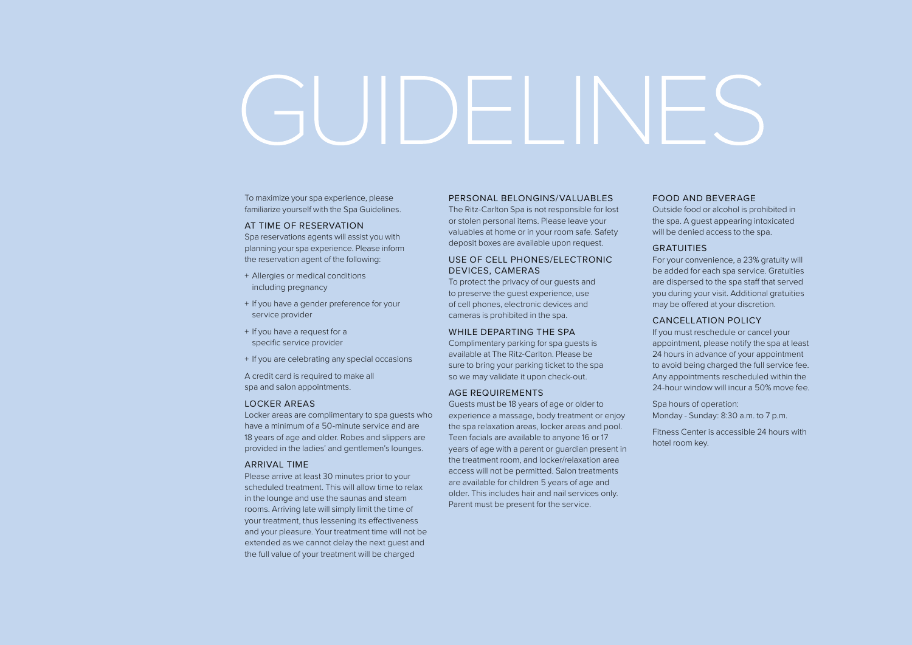# GUIDELINES

To maximize your spa experience, please familiarize yourself with the Spa Guidelines.

## AT TIME OF RESERVATION

Spa reservations agents will assist you with planning your spa experience. Please inform the reservation agent of the following:

+ Allergies or medical conditions including pregnancy
+ If you have a gender preference for your service provider
+ If you have a request for a specific service provider
+ If you are celebrating any special occasions

A credit card is required to make all spa and salon appointments.

## LOCKER AREAS

Locker areas are complimentary to spa guests who have a minimum of a 50-minute service and are 18 years of age and older. Robes and slippers are provided in the ladies' and gentlemen's lounges.

## ARRIVAL TIME

Please arrive at least 30 minutes prior to your scheduled treatment. This will allow time to relax in the lounge and use the saunas and steam rooms. Arriving late will simply limit the time of your treatment, thus lessening its effectiveness and your pleasure. Your treatment time will not be extended as we cannot delay the next guest and the full value of your treatment will be charged

## PERSONAL BELONGINS/VALUABLES

The Ritz-Carlton Spa is not responsible for lost or stolen personal items. Please leave your valuables at home or in your room safe. Safety deposit boxes are available upon request.

## USE OF CELL PHONES/ELECTRONIC DEVICES, CAMERAS

To protect the privacy of our guests and to preserve the guest experience, use of cell phones, electronic devices and cameras is prohibited in the spa.

## WHILE DEPARTING THE SPA

Complimentary parking for spa guests is available at The Ritz-Carlton. Please be sure to bring your parking ticket to the spa so we may validate it upon check-out.

## AGE REQUIREMENTS

Guests must be 18 years of age or older to experience a massage, body treatment or enjoy the spa relaxation areas, locker areas and pool. Teen facials are available to anyone 16 or 17 years of age with a parent or guardian present in the treatment room, and locker/relaxation area access will not be permitted. Salon treatments are available for children 5 years of age and older. This includes hair and nail services only. Parent must be present for the service.

## FOOD AND BEVERAGE

Outside food or alcohol is prohibited in the spa. A guest appearing intoxicated will be denied access to the spa.

## GRATUITIES

For your convenience, a 23% gratuity will be added for each spa service. Gratuities are dispersed to the spa staff that served you during your visit. Additional gratuities may be offered at your discretion.

## CANCELLATION POLICY

If you must reschedule or cancel your appointment, please notify the spa at least 24 hours in advance of your appointment to avoid being charged the full service fee. Any appointments rescheduled within the 24-hour window will incur a 50% move fee.

Spa hours of operation:
Monday - Sunday: 8:30 a.m. to 7 p.m.

Fitness Center is accessible 24 hours with hotel room key.